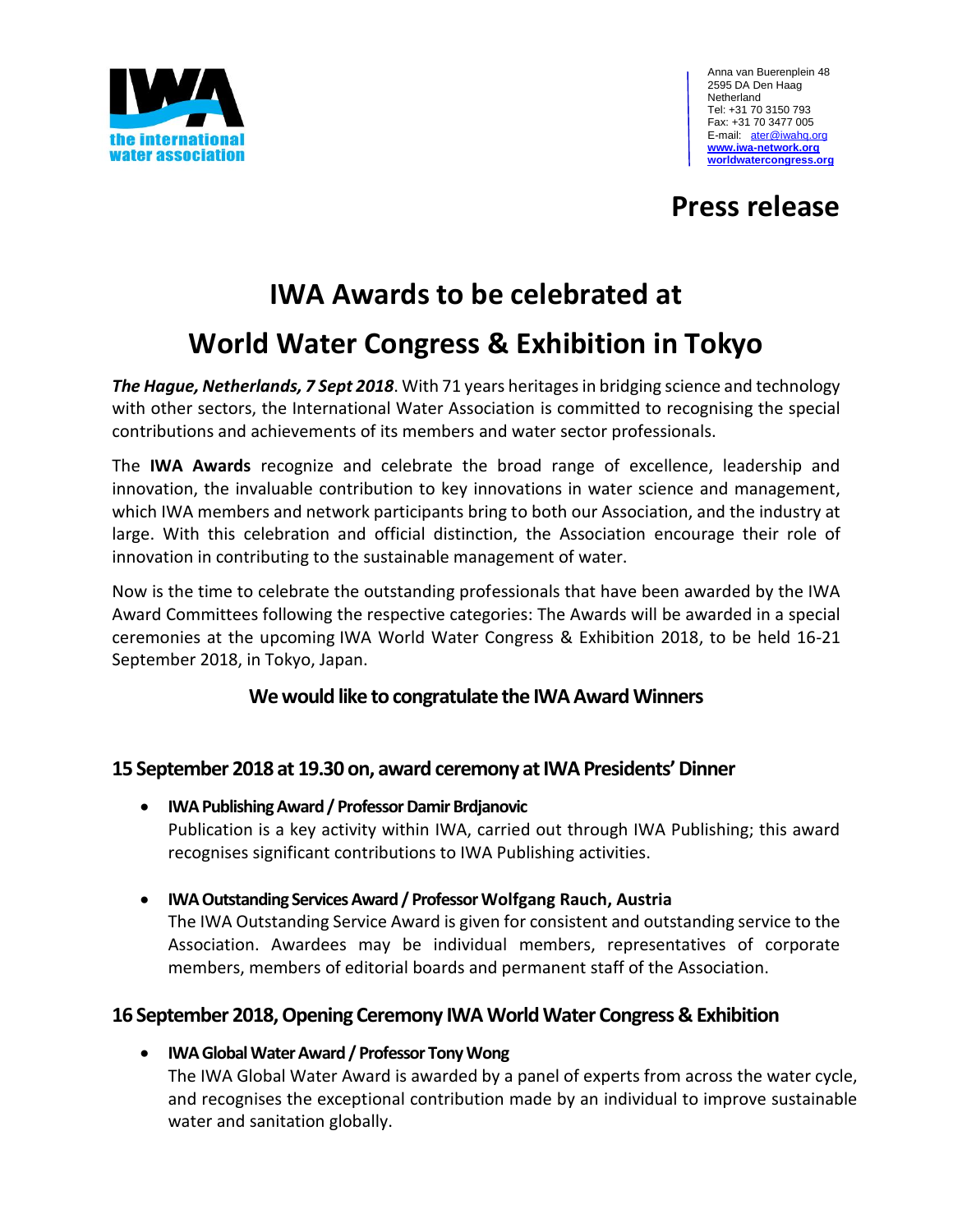Anna van Buerenplein 48
2595 DA Den Haag
Netherland
Tel: +31 70 3150 793
Fax: +31 70 3477 005
E-mail: ater@iwahq.org
www.iwa-network.org
worldwatercongress.org

# Press release

# IWA Awards to be celebrated at World Water Congress & Exhibition in Tokyo

***The Hague, Netherlands, 7 Sept 2018***. With 71 years heritages in bridging science and technology with other sectors, the International Water Association is committed to recognising the special contributions and achievements of its members and water sector professionals.

The **IWA Awards** recognize and celebrate the broad range of excellence, leadership and innovation, the invaluable contribution to key innovations in water science and management, which IWA members and network participants bring to both our Association, and the industry at large. With this celebration and official distinction, the Association encourage their role of innovation in contributing to the sustainable management of water.

Now is the time to celebrate the outstanding professionals that have been awarded by the IWA Award Committees following the respective categories: The Awards will be awarded in a special ceremonies at the upcoming IWA World Water Congress & Exhibition 2018, to be held 16-21 September 2018, in Tokyo, Japan.

### We would like to congratulate the IWA Award Winners

## 15 September 2018 at 19.30 on, award ceremony at IWA Presidents' Dinner

- **IWA Publishing Award / Professor Damir Brdjanovic**
  Publication is a key activity within IWA, carried out through IWA Publishing; this award recognises significant contributions to IWA Publishing activities.

- **IWA Outstanding Services Award / Professor Wolfgang Rauch, Austria**
  The IWA Outstanding Service Award is given for consistent and outstanding service to the Association. Awardees may be individual members, representatives of corporate members, members of editorial boards and permanent staff of the Association.

## 16 September 2018, Opening Ceremony IWA World Water Congress & Exhibition

- **IWA Global Water Award / Professor Tony Wong**
  The IWA Global Water Award is awarded by a panel of experts from across the water cycle, and recognises the exceptional contribution made by an individual to improve sustainable water and sanitation globally.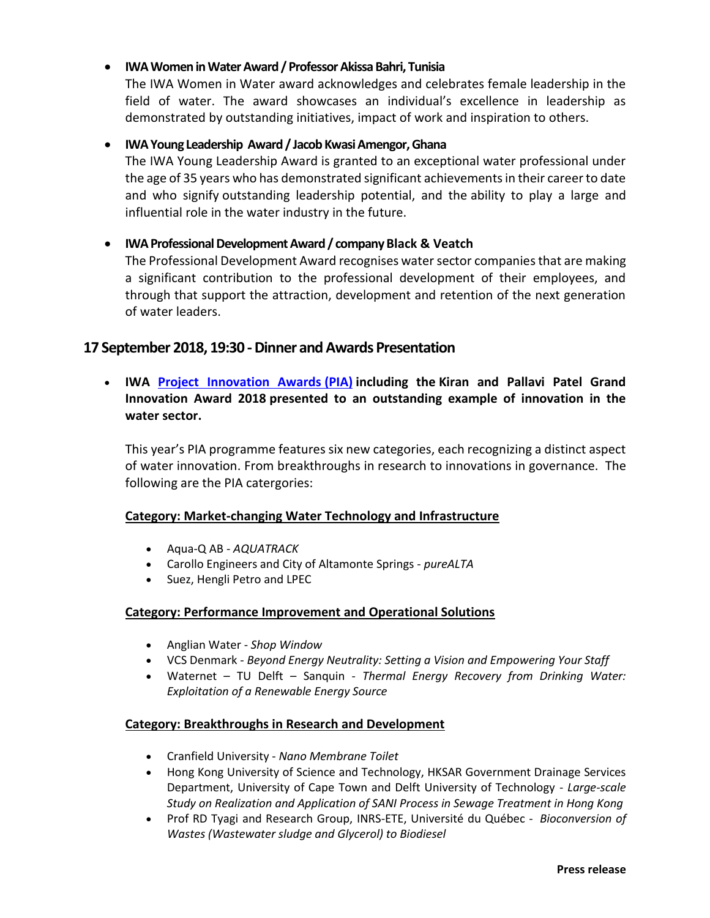- **IWA Women in Water Award / Professor Akissa Bahri, Tunisia**
  The IWA Women in Water award acknowledges and celebrates female leadership in the field of water. The award showcases an individual's excellence in leadership as demonstrated by outstanding initiatives, impact of work and inspiration to others.

- **IWA Young Leadership Award / Jacob Kwasi Amengor, Ghana**
  The IWA Young Leadership Award is granted to an exceptional water professional under the age of 35 years who has demonstrated significant achievements in their career to date and who signify outstanding leadership potential, and the ability to play a large and influential role in the water industry in the future.

- **IWA Professional Development Award / company Black & Veatch**
  The Professional Development Award recognises water sector companies that are making a significant contribution to the professional development of their employees, and through that support the attraction, development and retention of the next generation of water leaders.

## 17 September 2018, 19:30 - Dinner and Awards Presentation

- **IWA Project Innovation Awards (PIA) including the Kiran and Pallavi Patel Grand Innovation Award 2018 presented to an outstanding example of innovation in the water sector.**

  This year's PIA programme features six new categories, each recognizing a distinct aspect of water innovation. From breakthroughs in research to innovations in governance. The following are the PIA catergories:

  **Category: Market-changing Water Technology and Infrastructure**

  - Aqua-Q AB - *AQUATRACK*
  - Carollo Engineers and City of Altamonte Springs - *pureALTA*
  - Suez, Hengli Petro and LPEC

  **Category: Performance Improvement and Operational Solutions**

  - Anglian Water - *Shop Window*
  - VCS Denmark - *Beyond Energy Neutrality: Setting a Vision and Empowering Your Staff*
  - Waternet – TU Delft – Sanquin - *Thermal Energy Recovery from Drinking Water: Exploitation of a Renewable Energy Source*

  **Category: Breakthroughs in Research and Development**

  - Cranfield University - *Nano Membrane Toilet*
  - Hong Kong University of Science and Technology, HKSAR Government Drainage Services Department, University of Cape Town and Delft University of Technology - *Large-scale Study on Realization and Application of SANI Process in Sewage Treatment in Hong Kong*
  - Prof RD Tyagi and Research Group, INRS-ETE, Université du Québec - *Bioconversion of Wastes (Wastewater sludge and Glycerol) to Biodiesel*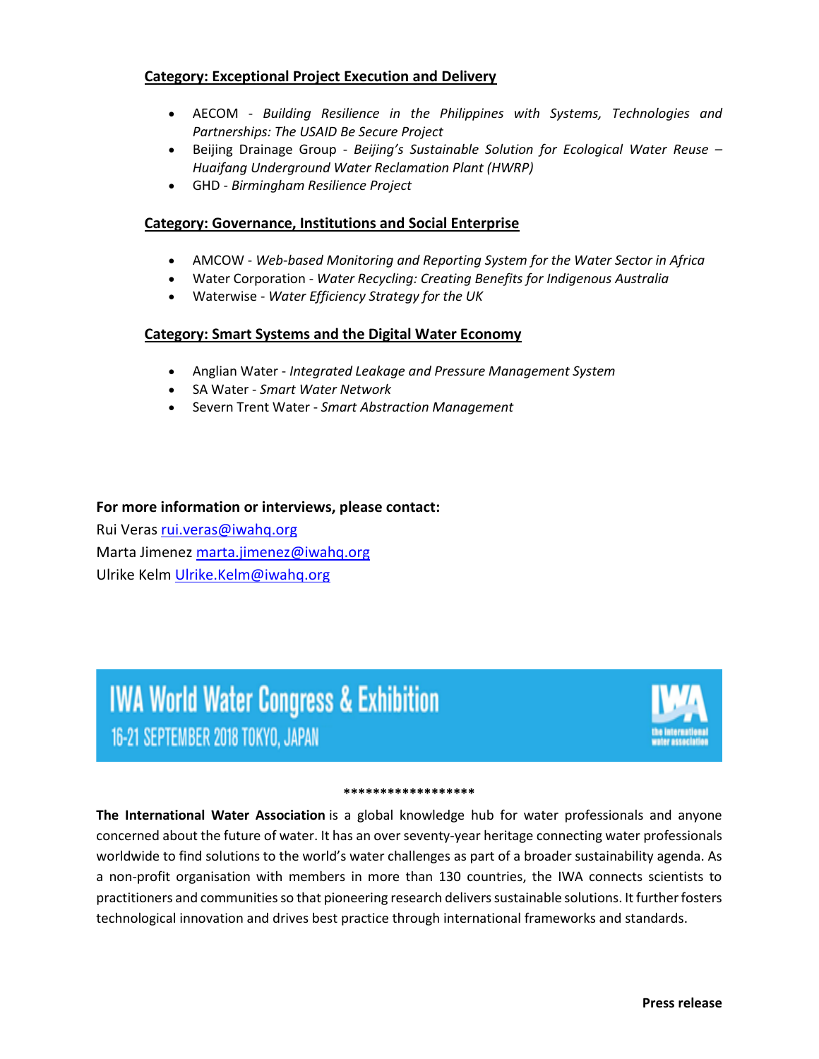**Category: Exceptional Project Execution and Delivery**

- AECOM - *Building Resilience in the Philippines with Systems, Technologies and Partnerships: The USAID Be Secure Project*
- Beijing Drainage Group - *Beijing's Sustainable Solution for Ecological Water Reuse – Huaifang Underground Water Reclamation Plant (HWRP)*
- GHD - *Birmingham Resilience Project*

**Category: Governance, Institutions and Social Enterprise**

- AMCOW - *Web-based Monitoring and Reporting System for the Water Sector in Africa*
- Water Corporation - *Water Recycling: Creating Benefits for Indigenous Australia*
- Waterwise - *Water Efficiency Strategy for the UK*

**Category: Smart Systems and the Digital Water Economy**

- Anglian Water - *Integrated Leakage and Pressure Management System*
- SA Water - *Smart Water Network*
- Severn Trent Water - *Smart Abstraction Management*

**For more information or interviews, please contact:**

Rui Veras rui.veras@iwahq.org
Marta Jimenez marta.jimenez@iwahq.org
Ulrike Kelm Ulrike.Kelm@iwahq.org

IWA World Water Congress & Exhibition
16-21 SEPTEMBER 2018 TOKYO, JAPAN

the international water association

\*\*\*\*\*\*\*\*\*\*\*\*\*\*\*\*\*\*

**The International Water Association** is a global knowledge hub for water professionals and anyone concerned about the future of water. It has an over seventy-year heritage connecting water professionals worldwide to find solutions to the world's water challenges as part of a broader sustainability agenda. As a non-profit organisation with members in more than 130 countries, the IWA connects scientists to practitioners and communities so that pioneering research delivers sustainable solutions. It further fosters technological innovation and drives best practice through international frameworks and standards.